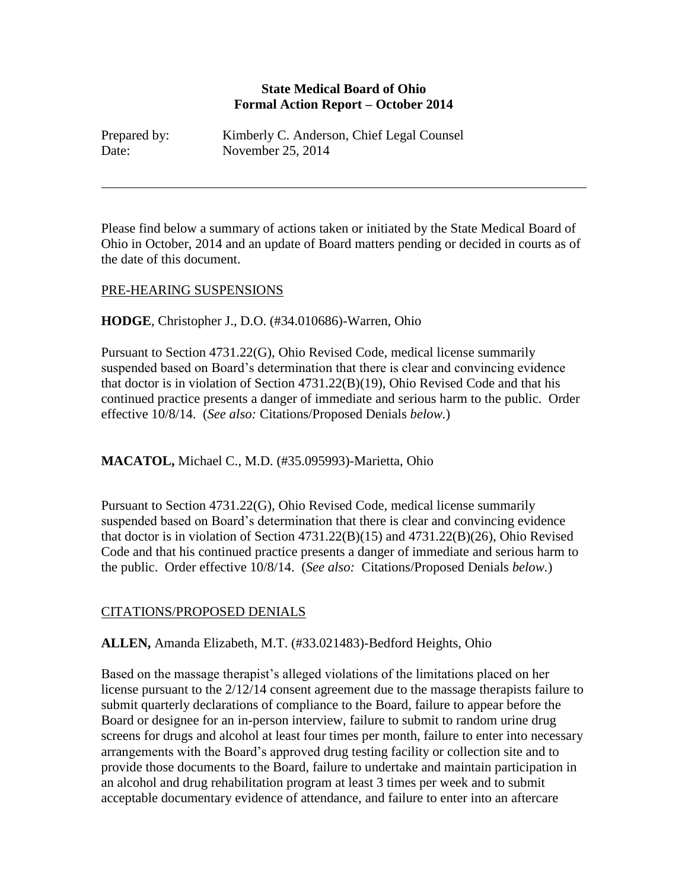**State Medical Board of Ohio**
**Formal Action Report – October 2014**

Prepared by: Kimberly C. Anderson, Chief Legal Counsel
Date: November 25, 2014

---

Please find below a summary of actions taken or initiated by the State Medical Board of Ohio in October, 2014 and an update of Board matters pending or decided in courts as of the date of this document.

PRE-HEARING SUSPENSIONS

**HODGE**, Christopher J., D.O. (#34.010686)-Warren, Ohio

Pursuant to Section 4731.22(G), Ohio Revised Code, medical license summarily suspended based on Board's determination that there is clear and convincing evidence that doctor is in violation of Section 4731.22(B)(19), Ohio Revised Code and that his continued practice presents a danger of immediate and serious harm to the public. Order effective 10/8/14. (*See also:* Citations/Proposed Denials *below.*)

**MACATOL,** Michael C., M.D. (#35.095993)-Marietta, Ohio

Pursuant to Section 4731.22(G), Ohio Revised Code, medical license summarily suspended based on Board's determination that there is clear and convincing evidence that doctor is in violation of Section 4731.22(B)(15) and 4731.22(B)(26), Ohio Revised Code and that his continued practice presents a danger of immediate and serious harm to the public. Order effective 10/8/14. (*See also:* Citations/Proposed Denials *below.*)

CITATIONS/PROPOSED DENIALS

**ALLEN,** Amanda Elizabeth, M.T. (#33.021483)-Bedford Heights, Ohio

Based on the massage therapist's alleged violations of the limitations placed on her license pursuant to the 2/12/14 consent agreement due to the massage therapists failure to submit quarterly declarations of compliance to the Board, failure to appear before the Board or designee for an in-person interview, failure to submit to random urine drug screens for drugs and alcohol at least four times per month, failure to enter into necessary arrangements with the Board's approved drug testing facility or collection site and to provide those documents to the Board, failure to undertake and maintain participation in an alcohol and drug rehabilitation program at least 3 times per week and to submit acceptable documentary evidence of attendance, and failure to enter into an aftercare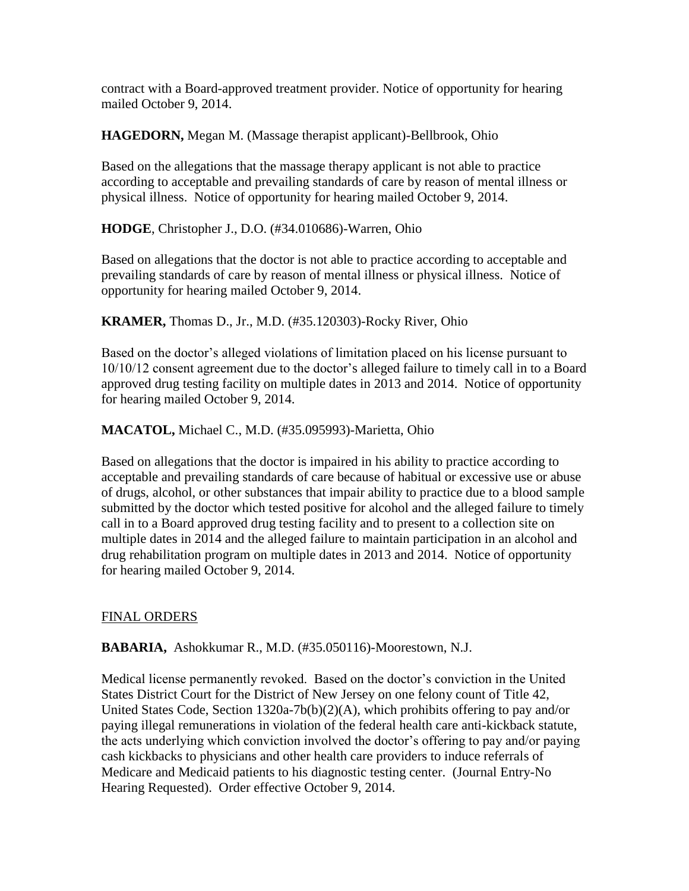contract with a Board-approved treatment provider. Notice of opportunity for hearing mailed October 9, 2014.

**HAGEDORN,** Megan M. (Massage therapist applicant)-Bellbrook, Ohio

Based on the allegations that the massage therapy applicant is not able to practice according to acceptable and prevailing standards of care by reason of mental illness or physical illness. Notice of opportunity for hearing mailed October 9, 2014.

**HODGE**, Christopher J., D.O. (#34.010686)-Warren, Ohio

Based on allegations that the doctor is not able to practice according to acceptable and prevailing standards of care by reason of mental illness or physical illness. Notice of opportunity for hearing mailed October 9, 2014.

**KRAMER,** Thomas D., Jr., M.D. (#35.120303)-Rocky River, Ohio

Based on the doctor's alleged violations of limitation placed on his license pursuant to 10/10/12 consent agreement due to the doctor's alleged failure to timely call in to a Board approved drug testing facility on multiple dates in 2013 and 2014. Notice of opportunity for hearing mailed October 9, 2014.

**MACATOL,** Michael C., M.D. (#35.095993)-Marietta, Ohio

Based on allegations that the doctor is impaired in his ability to practice according to acceptable and prevailing standards of care because of habitual or excessive use or abuse of drugs, alcohol, or other substances that impair ability to practice due to a blood sample submitted by the doctor which tested positive for alcohol and the alleged failure to timely call in to a Board approved drug testing facility and to present to a collection site on multiple dates in 2014 and the alleged failure to maintain participation in an alcohol and drug rehabilitation program on multiple dates in 2013 and 2014. Notice of opportunity for hearing mailed October 9, 2014.

## FINAL ORDERS

**BABARIA,** Ashokkumar R., M.D. (#35.050116)-Moorestown, N.J.

Medical license permanently revoked. Based on the doctor's conviction in the United States District Court for the District of New Jersey on one felony count of Title 42, United States Code, Section 1320a-7b(b)(2)(A), which prohibits offering to pay and/or paying illegal remunerations in violation of the federal health care anti-kickback statute, the acts underlying which conviction involved the doctor's offering to pay and/or paying cash kickbacks to physicians and other health care providers to induce referrals of Medicare and Medicaid patients to his diagnostic testing center. (Journal Entry-No Hearing Requested). Order effective October 9, 2014.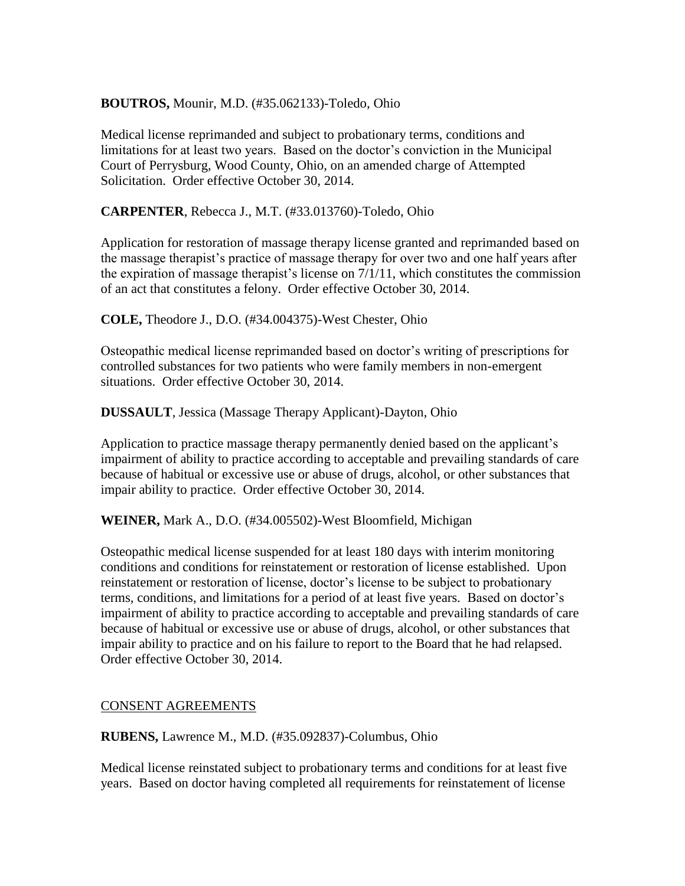**BOUTROS,** Mounir, M.D. (#35.062133)-Toledo, Ohio

Medical license reprimanded and subject to probationary terms, conditions and limitations for at least two years. Based on the doctor's conviction in the Municipal Court of Perrysburg, Wood County, Ohio, on an amended charge of Attempted Solicitation. Order effective October 30, 2014.

**CARPENTER**, Rebecca J., M.T. (#33.013760)-Toledo, Ohio

Application for restoration of massage therapy license granted and reprimanded based on the massage therapist's practice of massage therapy for over two and one half years after the expiration of massage therapist's license on 7/1/11, which constitutes the commission of an act that constitutes a felony. Order effective October 30, 2014.

**COLE,** Theodore J., D.O. (#34.004375)-West Chester, Ohio

Osteopathic medical license reprimanded based on doctor's writing of prescriptions for controlled substances for two patients who were family members in non-emergent situations. Order effective October 30, 2014.

**DUSSAULT**, Jessica (Massage Therapy Applicant)-Dayton, Ohio

Application to practice massage therapy permanently denied based on the applicant's impairment of ability to practice according to acceptable and prevailing standards of care because of habitual or excessive use or abuse of drugs, alcohol, or other substances that impair ability to practice. Order effective October 30, 2014.

**WEINER,** Mark A., D.O. (#34.005502)-West Bloomfield, Michigan

Osteopathic medical license suspended for at least 180 days with interim monitoring conditions and conditions for reinstatement or restoration of license established. Upon reinstatement or restoration of license, doctor's license to be subject to probationary terms, conditions, and limitations for a period of at least five years. Based on doctor's impairment of ability to practice according to acceptable and prevailing standards of care because of habitual or excessive use or abuse of drugs, alcohol, or other substances that impair ability to practice and on his failure to report to the Board that he had relapsed. Order effective October 30, 2014.

## CONSENT AGREEMENTS

**RUBENS,** Lawrence M., M.D. (#35.092837)-Columbus, Ohio

Medical license reinstated subject to probationary terms and conditions for at least five years. Based on doctor having completed all requirements for reinstatement of license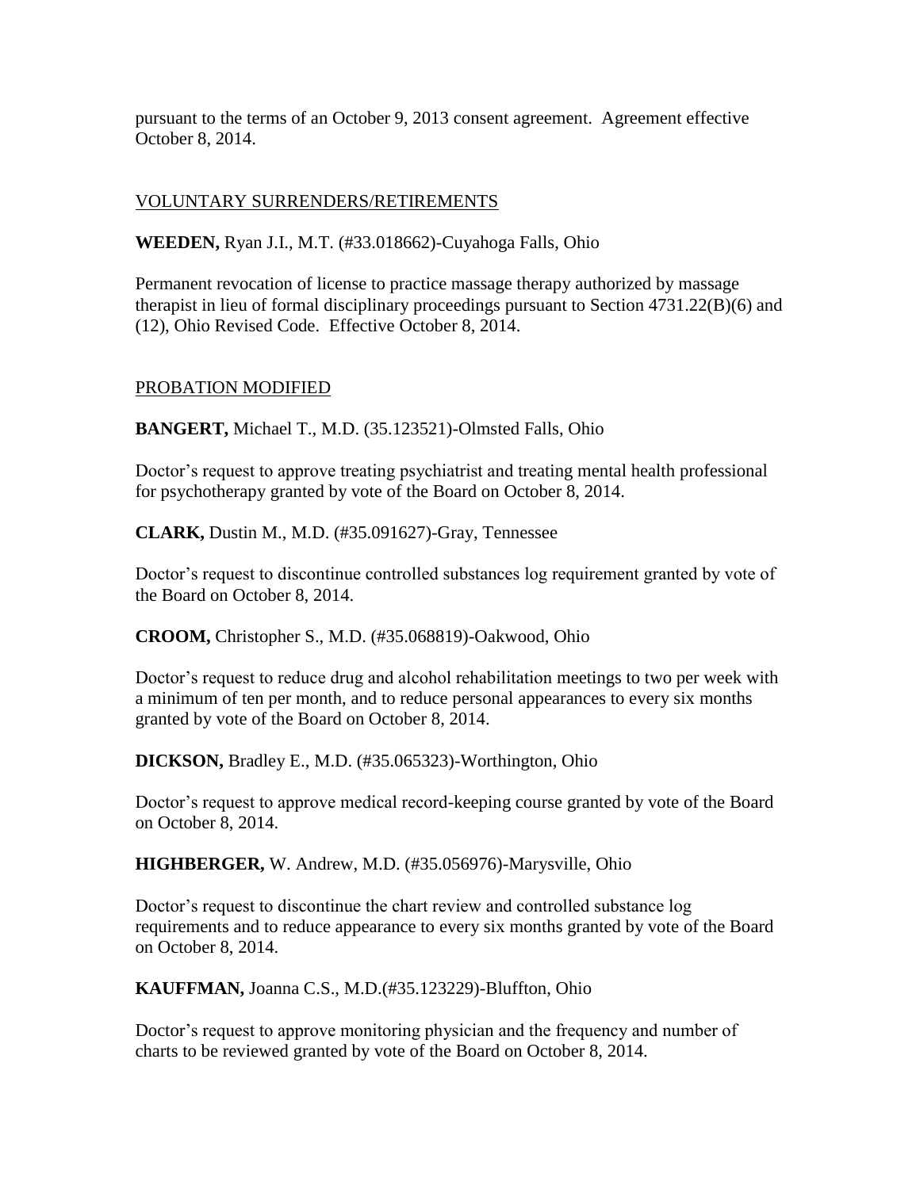pursuant to the terms of an October 9, 2013 consent agreement. Agreement effective October 8, 2014.

## VOLUNTARY SURRENDERS/RETIREMENTS

**WEEDEN,** Ryan J.I., M.T. (#33.018662)-Cuyahoga Falls, Ohio

Permanent revocation of license to practice massage therapy authorized by massage therapist in lieu of formal disciplinary proceedings pursuant to Section 4731.22(B)(6) and (12), Ohio Revised Code. Effective October 8, 2014.

## PROBATION MODIFIED

**BANGERT,** Michael T., M.D. (35.123521)-Olmsted Falls, Ohio

Doctor's request to approve treating psychiatrist and treating mental health professional for psychotherapy granted by vote of the Board on October 8, 2014.

**CLARK,** Dustin M., M.D. (#35.091627)-Gray, Tennessee

Doctor's request to discontinue controlled substances log requirement granted by vote of the Board on October 8, 2014.

**CROOM,** Christopher S., M.D. (#35.068819)-Oakwood, Ohio

Doctor's request to reduce drug and alcohol rehabilitation meetings to two per week with a minimum of ten per month, and to reduce personal appearances to every six months granted by vote of the Board on October 8, 2014.

**DICKSON,** Bradley E., M.D. (#35.065323)-Worthington, Ohio

Doctor's request to approve medical record-keeping course granted by vote of the Board on October 8, 2014.

**HIGHBERGER,** W. Andrew, M.D. (#35.056976)-Marysville, Ohio

Doctor's request to discontinue the chart review and controlled substance log requirements and to reduce appearance to every six months granted by vote of the Board on October 8, 2014.

**KAUFFMAN,** Joanna C.S., M.D.(#35.123229)-Bluffton, Ohio

Doctor's request to approve monitoring physician and the frequency and number of charts to be reviewed granted by vote of the Board on October 8, 2014.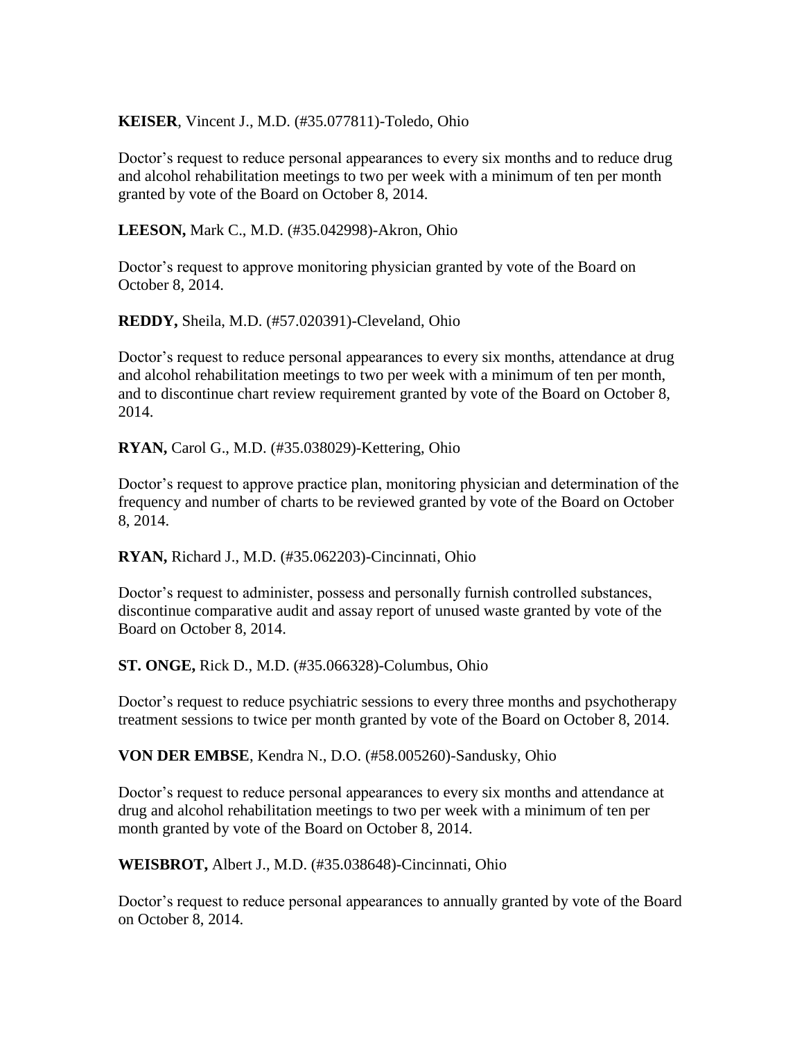**KEISER**, Vincent J., M.D. (#35.077811)-Toledo, Ohio

Doctor's request to reduce personal appearances to every six months and to reduce drug and alcohol rehabilitation meetings to two per week with a minimum of ten per month granted by vote of the Board on October 8, 2014.

**LEESON,** Mark C., M.D. (#35.042998)-Akron, Ohio

Doctor's request to approve monitoring physician granted by vote of the Board on October 8, 2014.

**REDDY,** Sheila, M.D. (#57.020391)-Cleveland, Ohio

Doctor's request to reduce personal appearances to every six months, attendance at drug and alcohol rehabilitation meetings to two per week with a minimum of ten per month, and to discontinue chart review requirement granted by vote of the Board on October 8, 2014.

**RYAN,** Carol G., M.D. (#35.038029)-Kettering, Ohio

Doctor's request to approve practice plan, monitoring physician and determination of the frequency and number of charts to be reviewed granted by vote of the Board on October 8, 2014.

**RYAN,** Richard J., M.D. (#35.062203)-Cincinnati, Ohio

Doctor's request to administer, possess and personally furnish controlled substances, discontinue comparative audit and assay report of unused waste granted by vote of the Board on October 8, 2014.

**ST. ONGE,** Rick D., M.D. (#35.066328)-Columbus, Ohio

Doctor's request to reduce psychiatric sessions to every three months and psychotherapy treatment sessions to twice per month granted by vote of the Board on October 8, 2014.

**VON DER EMBSE**, Kendra N., D.O. (#58.005260)-Sandusky, Ohio

Doctor's request to reduce personal appearances to every six months and attendance at drug and alcohol rehabilitation meetings to two per week with a minimum of ten per month granted by vote of the Board on October 8, 2014.

**WEISBROT,** Albert J., M.D. (#35.038648)-Cincinnati, Ohio

Doctor's request to reduce personal appearances to annually granted by vote of the Board on October 8, 2014.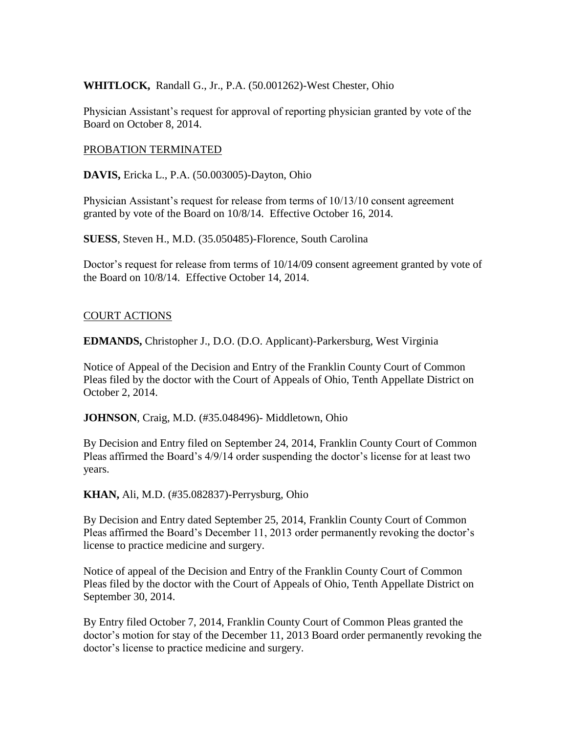**WHITLOCK,** Randall G., Jr., P.A. (50.001262)-West Chester, Ohio

Physician Assistant's request for approval of reporting physician granted by vote of the Board on October 8, 2014.

PROBATION TERMINATED

**DAVIS,** Ericka L., P.A. (50.003005)-Dayton, Ohio

Physician Assistant's request for release from terms of 10/13/10 consent agreement granted by vote of the Board on 10/8/14. Effective October 16, 2014.

**SUESS**, Steven H., M.D. (35.050485)-Florence, South Carolina

Doctor's request for release from terms of 10/14/09 consent agreement granted by vote of the Board on 10/8/14. Effective October 14, 2014.

COURT ACTIONS

**EDMANDS,** Christopher J., D.O. (D.O. Applicant)-Parkersburg, West Virginia

Notice of Appeal of the Decision and Entry of the Franklin County Court of Common Pleas filed by the doctor with the Court of Appeals of Ohio, Tenth Appellate District on October 2, 2014.

**JOHNSON**, Craig, M.D. (#35.048496)- Middletown, Ohio

By Decision and Entry filed on September 24, 2014, Franklin County Court of Common Pleas affirmed the Board's 4/9/14 order suspending the doctor's license for at least two years.

**KHAN,** Ali, M.D. (#35.082837)-Perrysburg, Ohio

By Decision and Entry dated September 25, 2014, Franklin County Court of Common Pleas affirmed the Board's December 11, 2013 order permanently revoking the doctor's license to practice medicine and surgery.

Notice of appeal of the Decision and Entry of the Franklin County Court of Common Pleas filed by the doctor with the Court of Appeals of Ohio, Tenth Appellate District on September 30, 2014.

By Entry filed October 7, 2014, Franklin County Court of Common Pleas granted the doctor's motion for stay of the December 11, 2013 Board order permanently revoking the doctor's license to practice medicine and surgery.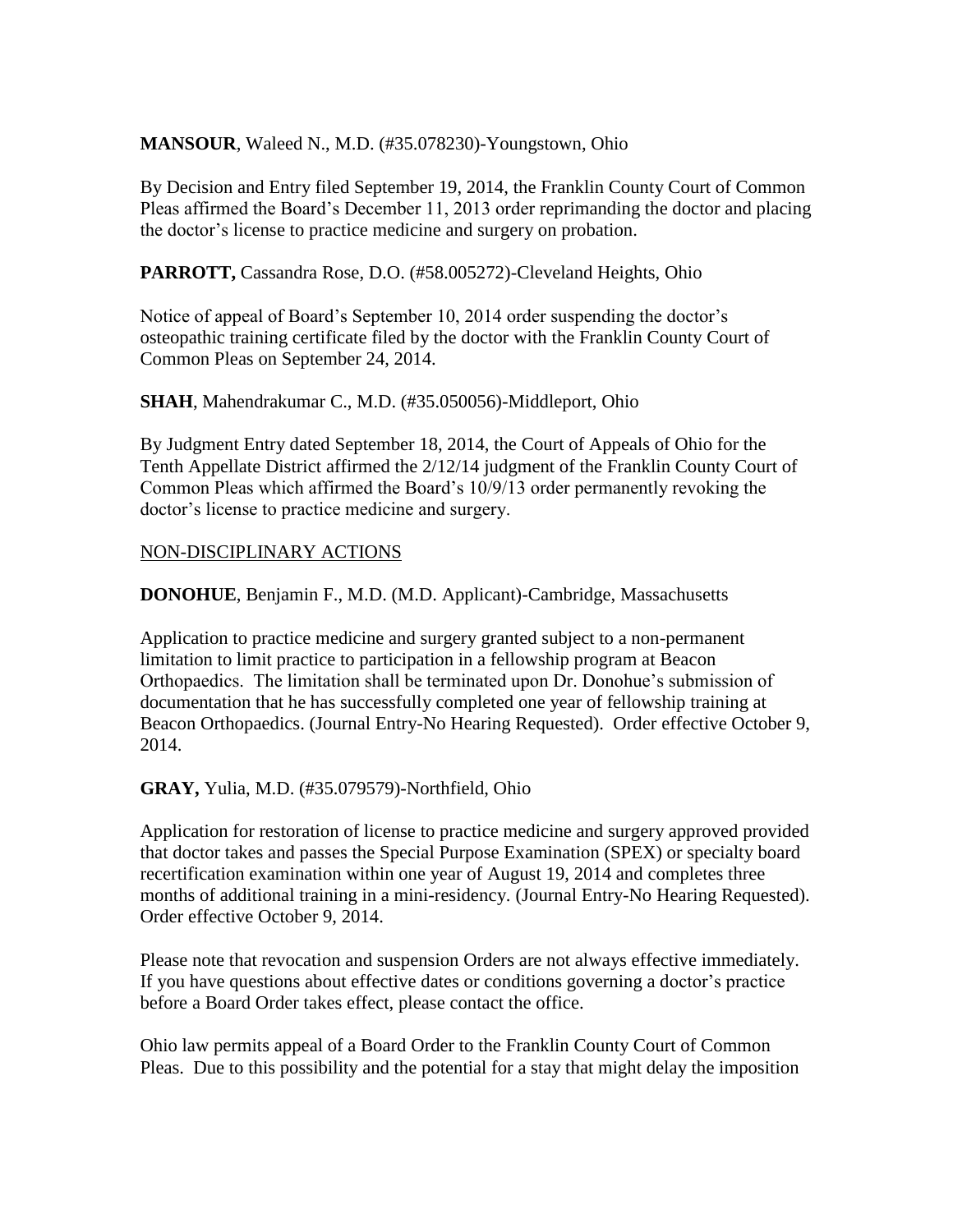**MANSOUR**, Waleed N., M.D. (#35.078230)-Youngstown, Ohio

By Decision and Entry filed September 19, 2014, the Franklin County Court of Common Pleas affirmed the Board's December 11, 2013 order reprimanding the doctor and placing the doctor's license to practice medicine and surgery on probation.

**PARROTT,** Cassandra Rose, D.O. (#58.005272)-Cleveland Heights, Ohio

Notice of appeal of Board's September 10, 2014 order suspending the doctor's osteopathic training certificate filed by the doctor with the Franklin County Court of Common Pleas on September 24, 2014.

**SHAH**, Mahendrakumar C., M.D. (#35.050056)-Middleport, Ohio

By Judgment Entry dated September 18, 2014, the Court of Appeals of Ohio for the Tenth Appellate District affirmed the 2/12/14 judgment of the Franklin County Court of Common Pleas which affirmed the Board's 10/9/13 order permanently revoking the doctor's license to practice medicine and surgery.

NON-DISCIPLINARY ACTIONS

**DONOHUE**, Benjamin F., M.D. (M.D. Applicant)-Cambridge, Massachusetts

Application to practice medicine and surgery granted subject to a non-permanent limitation to limit practice to participation in a fellowship program at Beacon Orthopaedics. The limitation shall be terminated upon Dr. Donohue's submission of documentation that he has successfully completed one year of fellowship training at Beacon Orthopaedics. (Journal Entry-No Hearing Requested). Order effective October 9, 2014.

**GRAY,** Yulia, M.D. (#35.079579)-Northfield, Ohio

Application for restoration of license to practice medicine and surgery approved provided that doctor takes and passes the Special Purpose Examination (SPEX) or specialty board recertification examination within one year of August 19, 2014 and completes three months of additional training in a mini-residency. (Journal Entry-No Hearing Requested). Order effective October 9, 2014.

Please note that revocation and suspension Orders are not always effective immediately. If you have questions about effective dates or conditions governing a doctor's practice before a Board Order takes effect, please contact the office.

Ohio law permits appeal of a Board Order to the Franklin County Court of Common Pleas. Due to this possibility and the potential for a stay that might delay the imposition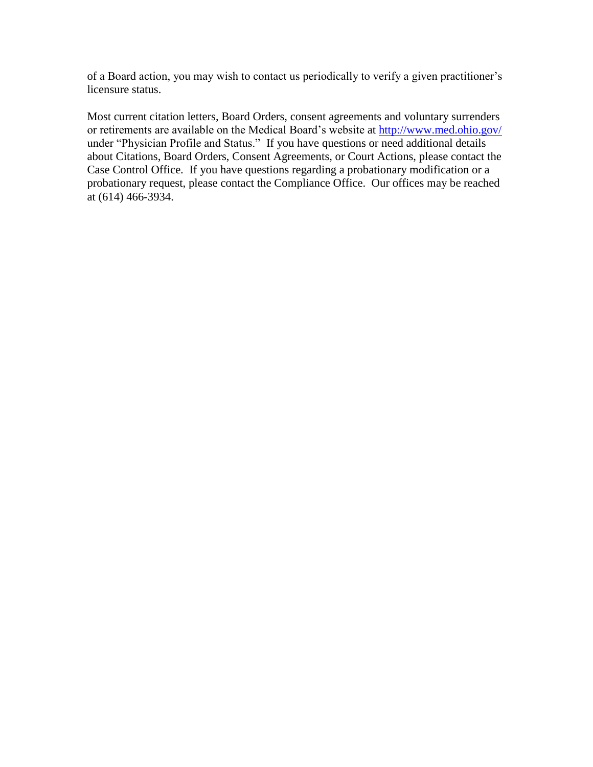of a Board action, you may wish to contact us periodically to verify a given practitioner's licensure status.

Most current citation letters, Board Orders, consent agreements and voluntary surrenders or retirements are available on the Medical Board's website at http://www.med.ohio.gov/ under "Physician Profile and Status." If you have questions or need additional details about Citations, Board Orders, Consent Agreements, or Court Actions, please contact the Case Control Office. If you have questions regarding a probationary modification or a probationary request, please contact the Compliance Office. Our offices may be reached at (614) 466-3934.